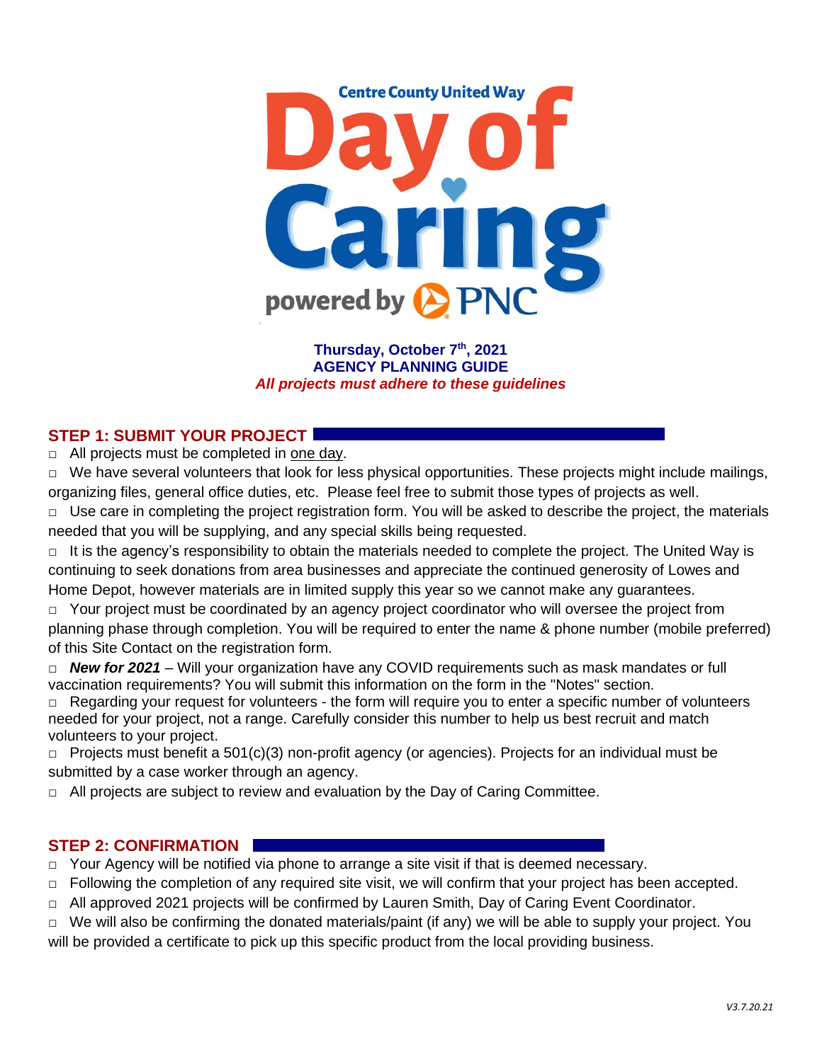Centre County United Way

# Day of Caring

powered by PNC

**Thursday, October 7th, 2021**
**AGENCY PLANNING GUIDE**
***All projects must adhere to these guidelines***

## STEP 1: SUBMIT YOUR PROJECT

- All projects must be completed in one day.
- We have several volunteers that look for less physical opportunities. These projects might include mailings, organizing files, general office duties, etc. Please feel free to submit those types of projects as well.
- Use care in completing the project registration form. You will be asked to describe the project, the materials needed that you will be supplying, and any special skills being requested.
- It is the agency's responsibility to obtain the materials needed to complete the project. The United Way is continuing to seek donations from area businesses and appreciate the continued generosity of Lowes and Home Depot, however materials are in limited supply this year so we cannot make any guarantees.
- Your project must be coordinated by an agency project coordinator who will oversee the project from planning phase through completion. You will be required to enter the name & phone number (mobile preferred) of this Site Contact on the registration form.
- ***New for 2021*** – Will your organization have any COVID requirements such as mask mandates or full vaccination requirements? You will submit this information on the form in the "Notes" section.
- Regarding your request for volunteers - the form will require you to enter a specific number of volunteers needed for your project, not a range. Carefully consider this number to help us best recruit and match volunteers to your project.
- Projects must benefit a 501(c)(3) non-profit agency (or agencies). Projects for an individual must be submitted by a case worker through an agency.
- All projects are subject to review and evaluation by the Day of Caring Committee.

## STEP 2: CONFIRMATION

- Your Agency will be notified via phone to arrange a site visit if that is deemed necessary.
- Following the completion of any required site visit, we will confirm that your project has been accepted.
- All approved 2021 projects will be confirmed by Lauren Smith, Day of Caring Event Coordinator.
- We will also be confirming the donated materials/paint (if any) we will be able to supply your project. You will be provided a certificate to pick up this specific product from the local providing business.

*V3.7.20.21*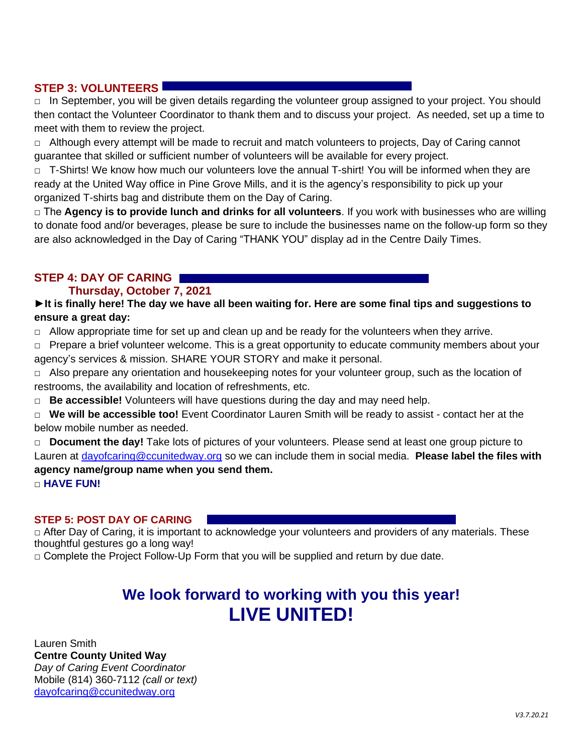## STEP 3: VOLUNTEERS

□ In September, you will be given details regarding the volunteer group assigned to your project. You should then contact the Volunteer Coordinator to thank them and to discuss your project. As needed, set up a time to meet with them to review the project.

□ Although every attempt will be made to recruit and match volunteers to projects, Day of Caring cannot guarantee that skilled or sufficient number of volunteers will be available for every project.

□ T-Shirts! We know how much our volunteers love the annual T-shirt! You will be informed when they are ready at the United Way office in Pine Grove Mills, and it is the agency's responsibility to pick up your organized T-shirts bag and distribute them on the Day of Caring.

□ The **Agency is to provide lunch and drinks for all volunteers**. If you work with businesses who are willing to donate food and/or beverages, please be sure to include the businesses name on the follow-up form so they are also acknowledged in the Day of Caring "THANK YOU" display ad in the Centre Daily Times.

## STEP 4: DAY OF CARING
### Thursday, October 7, 2021

**►It is finally here! The day we have all been waiting for. Here are some final tips and suggestions to ensure a great day:**

□ Allow appropriate time for set up and clean up and be ready for the volunteers when they arrive.

□ Prepare a brief volunteer welcome. This is a great opportunity to educate community members about your agency's services & mission. SHARE YOUR STORY and make it personal.

□ Also prepare any orientation and housekeeping notes for your volunteer group, such as the location of restrooms, the availability and location of refreshments, etc.

□ **Be accessible!** Volunteers will have questions during the day and may need help.

□ **We will be accessible too!** Event Coordinator Lauren Smith will be ready to assist - contact her at the below mobile number as needed.

□ **Document the day!** Take lots of pictures of your volunteers. Please send at least one group picture to Lauren at dayofcaring@ccunitedway.org so we can include them in social media. **Please label the files with agency name/group name when you send them.**

□ **HAVE FUN!**

## STEP 5: POST DAY OF CARING

□ After Day of Caring, it is important to acknowledge your volunteers and providers of any materials. These thoughtful gestures go a long way!

□ Complete the Project Follow-Up Form that you will be supplied and return by due date.

## We look forward to working with you this year!
# LIVE UNITED!

Lauren Smith
**Centre County United Way**
*Day of Caring Event Coordinator*
Mobile (814) 360-7112 *(call or text)*
dayofcaring@ccunitedway.org

*V3.7.20.21*